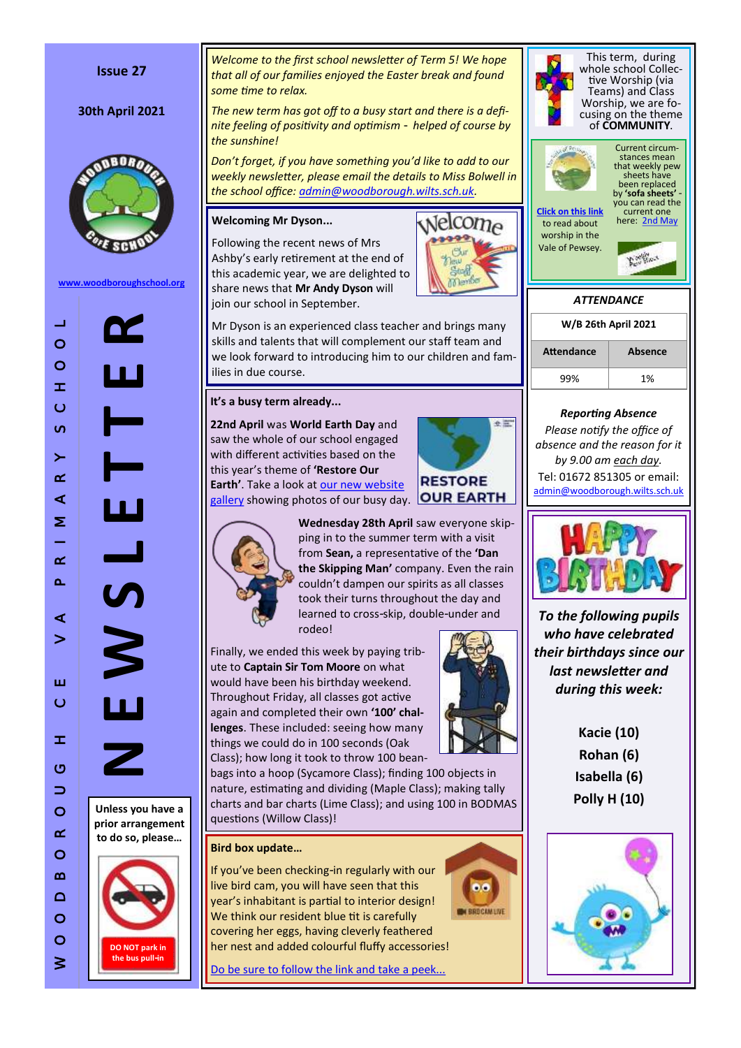Issue 27

30th April 2021

www.woodboroughschool.org

# NEWSLETTER

WOODBOROUGH CE VA PRIMARY SCHOOL

Unless you have a prior arrangement to do so, please…

DO NOT park in the bus pull-in

*Welcome to the first school newsletter of Term 5! We hope that all of our families enjoyed the Easter break and found some time to relax.*

*The new term has got off to a busy start and there is a definite feeling of positivity and optimism - helped of course by the sunshine!*

*Don't forget, if you have something you'd like to add to our weekly newsletter, please email the details to Miss Bolwell in the school office: admin@woodborough.wilts.sch.uk.*

## Welcoming Mr Dyson...

Following the recent news of Mrs Ashby's early retirement at the end of this academic year, we are delighted to share news that **Mr Andy Dyson** will join our school in September.

Mr Dyson is an experienced class teacher and brings many skills and talents that will complement our staff team and we look forward to introducing him to our children and families in due course.

## It's a busy term already...

**22nd April** was **World Earth Day** and saw the whole of our school engaged with different activities based on the this year's theme of **'Restore Our Earth'**. Take a look at our new website gallery showing photos of our busy day.

**Wednesday 28th April** saw everyone skipping in to the summer term with a visit from **Sean,** a representative of the **'Dan the Skipping Man'** company. Even the rain couldn't dampen our spirits as all classes took their turns throughout the day and learned to cross-skip, double-under and rodeo!

Finally, we ended this week by paying tribute to **Captain Sir Tom Moore** on what would have been his birthday weekend. Throughout Friday, all classes got active again and completed their own **'100' challenges**. These included: seeing how many things we could do in 100 seconds (Oak Class); how long it took to throw 100 beanbags into a hoop (Sycamore Class); finding 100 objects in nature, estimating and dividing (Maple Class); making tally charts and bar charts (Lime Class); and using 100 in BODMAS questions (Willow Class)!

## Bird box update…

If you've been checking-in regularly with our live bird cam, you will have seen that this year's inhabitant is partial to interior design! We think our resident blue tit is carefully covering her eggs, having cleverly feathered her nest and added colourful fluffy accessories!

Do be sure to follow the link and take a peek...

This term, during whole school Collective Worship (via Teams) and Class Worship, we are focusing on the theme of **COMMUNITY**.

Click on this link to read about worship in the Vale of Pewsey.

Current circumstances mean that weekly pew sheets have been replaced by **'sofa sheets'** - you can read the current one here: 2nd May

## *ATTENDANCE*

| W/B 26th April 2021 | |
|---|---|
| **Attendance** | **Absence** |
| 99% | 1% |

***Reporting Absence***

*Please notify the office of absence and the reason for it by 9.00 am each day.*

Tel: 01672 851305 or email: admin@woodborough.wilts.sch.uk

## HAPPY BIRTHDAY

***To the following pupils who have celebrated their birthdays since our last newsletter and during this week:***

**Kacie (10)**
**Rohan (6)**
**Isabella (6)**
**Polly H (10)**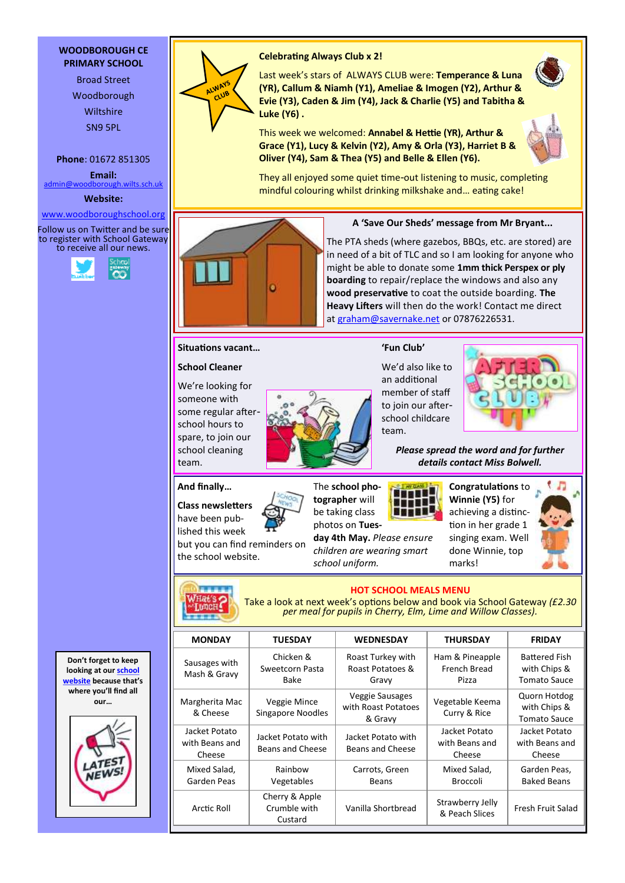**WOODBOROUGH CE PRIMARY SCHOOL**

Broad Street
Woodborough
Wiltshire
SN9 5PL

**Phone**: 01672 851305

**Email:**
admin@woodborough.wilts.sch.uk

**Website:**
www.woodboroughschool.org

Follow us on Twitter and be sure to register with School Gateway to receive all our news.

## Celebrating Always Club x 2!

Last week's stars of ALWAYS CLUB were: **Temperance & Luna (YR), Callum & Niamh (Y1), Ameliae & Imogen (Y2), Arthur & Evie (Y3), Caden & Jim (Y4), Jack & Charlie (Y5) and Tabitha & Luke (Y6) .**

This week we welcomed: **Annabel & Hettie (YR), Arthur & Grace (Y1), Lucy & Kelvin (Y2), Amy & Orla (Y3), Harriet B & Oliver (Y4), Sam & Thea (Y5) and Belle & Ellen (Y6).**

They all enjoyed some quiet time-out listening to music, completing mindful colouring whilst drinking milkshake and… eating cake!

## A 'Save Our Sheds' message from Mr Bryant...

The PTA sheds (where gazebos, BBQs, etc. are stored) are in need of a bit of TLC and so I am looking for anyone who might be able to donate some **1mm thick Perspex or ply boarding** to repair/replace the windows and also any **wood preservative** to coat the outside boarding. **The Heavy Lifters** will then do the work! Contact me direct at graham@savernake.net or 07876226531.

## Situations vacant…

**School Cleaner**

We're looking for someone with some regular after-school hours to spare, to join our school cleaning team.

**'Fun Club'**

We'd also like to an additional member of staff to join our after-school childcare team.

***Please spread the word and for further details contact Miss Bolwell.***

## And finally…

**Class newsletters** have been published this week but you can find reminders on the school website.

The **school photographer** will be taking class photos on **Tuesday 4th May.** *Please ensure children are wearing smart school uniform.*

**Congratulations** to **Winnie (Y5)** for achieving a distinction in her grade 1 singing exam. Well done Winnie, top marks!

## HOT SCHOOL MEALS MENU

Take a look at next week's options below and book via School Gateway *(£2.30 per meal for pupils in Cherry, Elm, Lime and Willow Classes).*

| MONDAY | TUESDAY | WEDNESDAY | THURSDAY | FRIDAY |
|---|---|---|---|---|
| Sausages with Mash & Gravy | Chicken & Sweetcorn Pasta Bake | Roast Turkey with Roast Potatoes & Gravy | Ham & Pineapple French Bread Pizza | Battered Fish with Chips & Tomato Sauce |
| Margherita Mac & Cheese | Veggie Mince Singapore Noodles | Veggie Sausages with Roast Potatoes & Gravy | Vegetable Keema Curry & Rice | Quorn Hotdog with Chips & Tomato Sauce |
| Jacket Potato with Beans and Cheese | Jacket Potato with Beans and Cheese | Jacket Potato with Beans and Cheese | Jacket Potato with Beans and Cheese | Jacket Potato with Beans and Cheese |
| Mixed Salad, Garden Peas | Rainbow Vegetables | Carrots, Green Beans | Mixed Salad, Broccoli | Garden Peas, Baked Beans |
| Arctic Roll | Cherry & Apple Crumble with Custard | Vanilla Shortbread | Strawberry Jelly & Peach Slices | Fresh Fruit Salad |

**Don't forget to keep looking at our school website because that's where you'll find all our…**

**LATEST NEWS!**